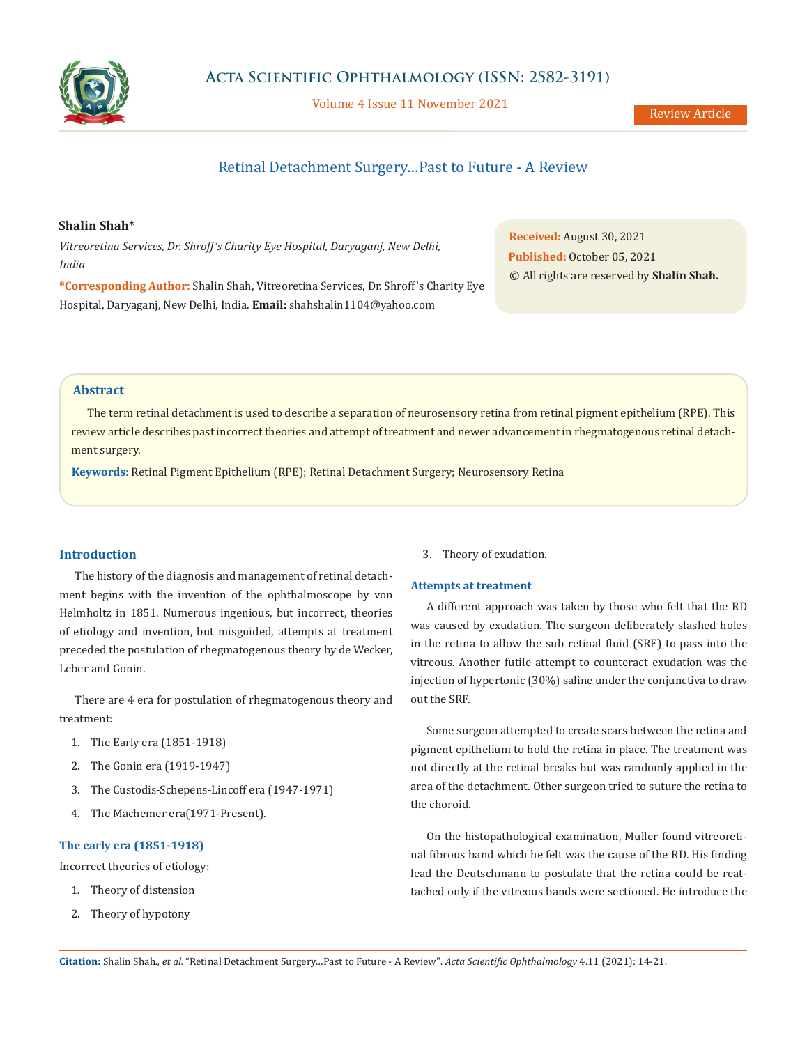# Retinal Detachment Surgery...Past to Future - A Review

**Shalin Shah***

*Vitreoretina Services, Dr. Shroff's Charity Eye Hospital, Daryaganj, New Delhi, India*

***Corresponding Author:** Shalin Shah, Vitreoretina Services, Dr. Shroff's Charity Eye Hospital, Daryaganj, New Delhi, India. **Email:** shahshalin1104@yahoo.com

**Received:** August 30, 2021
**Published:** October 05, 2021
© All rights are reserved by **Shalin Shah.**

## Abstract

The term retinal detachment is used to describe a separation of neurosensory retina from retinal pigment epithelium (RPE). This review article describes past incorrect theories and attempt of treatment and newer advancement in rhegmatogenous retinal detachment surgery.

**Keywords:** Retinal Pigment Epithelium (RPE); Retinal Detachment Surgery; Neurosensory Retina

## Introduction

The history of the diagnosis and management of retinal detachment begins with the invention of the ophthalmoscope by von Helmholtz in 1851. Numerous ingenious, but incorrect, theories of etiology and invention, but misguided, attempts at treatment preceded the postulation of rhegmatogenous theory by de Wecker, Leber and Gonin.

There are 4 era for postulation of rhegmatogenous theory and treatment:

1. The Early era (1851-1918)
2. The Gonin era (1919-1947)
3. The Custodis-Schepens-Lincoff era (1947-1971)
4. The Machemer era(1971-Present).

### The early era (1851-1918)

Incorrect theories of etiology:

1. Theory of distension
2. Theory of hypotony
3. Theory of exudation.

### Attempts at treatment

A different approach was taken by those who felt that the RD was caused by exudation. The surgeon deliberately slashed holes in the retina to allow the sub retinal fluid (SRF) to pass into the vitreous. Another futile attempt to counteract exudation was the injection of hypertonic (30%) saline under the conjunctiva to draw out the SRF.

Some surgeon attempted to create scars between the retina and pigment epithelium to hold the retina in place. The treatment was not directly at the retinal breaks but was randomly applied in the area of the detachment. Other surgeon tried to suture the retina to the choroid.

On the histopathological examination, Muller found vitreoretinal fibrous band which he felt was the cause of the RD. His finding lead the Deutschmann to postulate that the retina could be reattached only if the vitreous bands were sectioned. He introduce the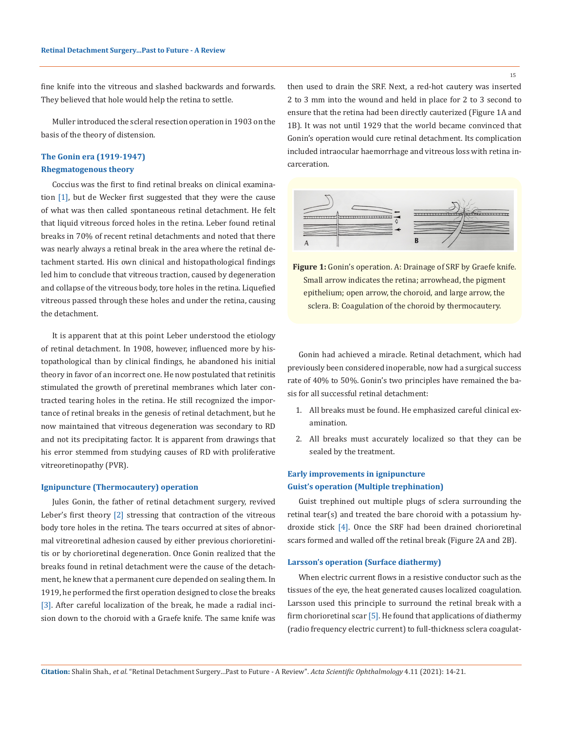fine knife into the vitreous and slashed backwards and forwards. They believed that hole would help the retina to settle.

Muller introduced the scleral resection operation in 1903 on the basis of the theory of distension.

## The Gonin era (1919-1947)

### Rhegmatogenous theory

Coccius was the first to find retinal breaks on clinical examination [1], but de Wecker first suggested that they were the cause of what was then called spontaneous retinal detachment. He felt that liquid vitreous forced holes in the retina. Leber found retinal breaks in 70% of recent retinal detachments and noted that there was nearly always a retinal break in the area where the retinal detachment started. His own clinical and histopathological findings led him to conclude that vitreous traction, caused by degeneration and collapse of the vitreous body, tore holes in the retina. Liquefied vitreous passed through these holes and under the retina, causing the detachment.

It is apparent that at this point Leber understood the etiology of retinal detachment. In 1908, however, influenced more by histopathological than by clinical findings, he abandoned his initial theory in favor of an incorrect one. He now postulated that retinitis stimulated the growth of preretinal membranes which later contracted tearing holes in the retina. He still recognized the importance of retinal breaks in the genesis of retinal detachment, but he now maintained that vitreous degeneration was secondary to RD and not its precipitating factor. It is apparent from drawings that his error stemmed from studying causes of RD with proliferative vitreoretinopathy (PVR).

### Ignipuncture (Thermocautery) operation

Jules Gonin, the father of retinal detachment surgery, revived Leber's first theory [2] stressing that contraction of the vitreous body tore holes in the retina. The tears occurred at sites of abnormal vitreoretinal adhesion caused by either previous chorioretinitis or by chorioretinal degeneration. Once Gonin realized that the breaks found in retinal detachment were the cause of the detachment, he knew that a permanent cure depended on sealing them. In 1919, he performed the first operation designed to close the breaks [3]. After careful localization of the break, he made a radial incision down to the choroid with a Graefe knife. The same knife was then used to drain the SRF. Next, a red-hot cautery was inserted 2 to 3 mm into the wound and held in place for 2 to 3 second to ensure that the retina had been directly cauterized (Figure 1A and 1B). It was not until 1929 that the world became convinced that Gonin's operation would cure retinal detachment. Its complication included intraocular haemorrhage and vitreous loss with retina incarceration.

**Figure 1:** Gonin's operation. A: Drainage of SRF by Graefe knife. Small arrow indicates the retina; arrowhead, the pigment epithelium; open arrow, the choroid, and large arrow, the sclera. B: Coagulation of the choroid by thermocautery.

Gonin had achieved a miracle. Retinal detachment, which had previously been considered inoperable, now had a surgical success rate of 40% to 50%. Gonin's two principles have remained the basis for all successful retinal detachment:

1. All breaks must be found. He emphasized careful clinical examination.
2. All breaks must accurately localized so that they can be sealed by the treatment.

### Early improvements in ignipuncture

### Guist's operation (Multiple trephination)

Guist trephined out multiple plugs of sclera surrounding the retinal tear(s) and treated the bare choroid with a potassium hydroxide stick [4]. Once the SRF had been drained chorioretinal scars formed and walled off the retinal break (Figure 2A and 2B).

### Larsson's operation (Surface diathermy)

When electric current flows in a resistive conductor such as the tissues of the eye, the heat generated causes localized coagulation. Larsson used this principle to surround the retinal break with a firm chorioretinal scar [5]. He found that applications of diathermy (radio frequency electric current) to full-thickness sclera coagulat-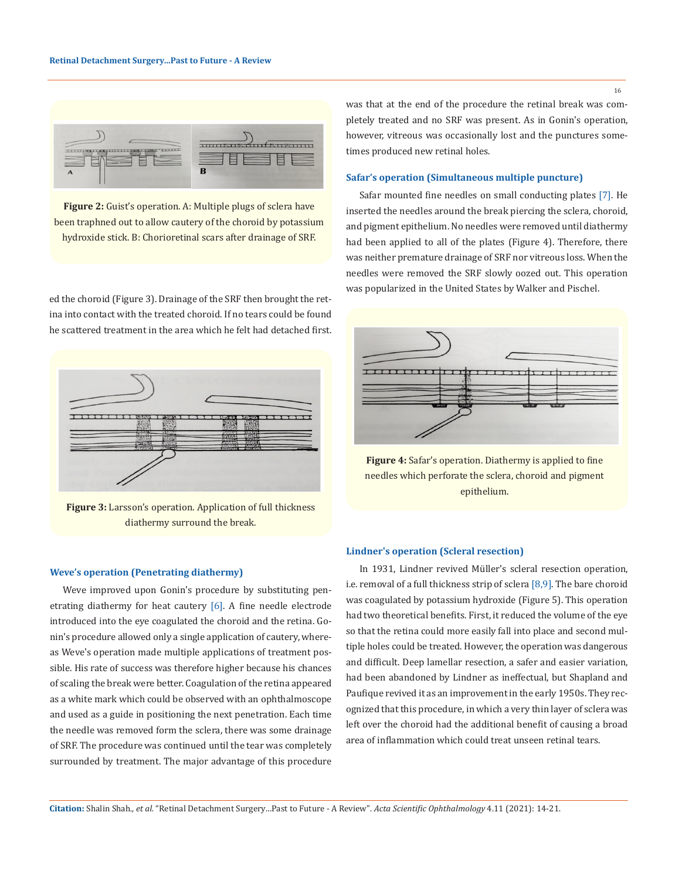**Figure 2:** Guist's operation. A: Multiple plugs of sclera have been traphned out to allow cautery of the choroid by potassium hydroxide stick. B: Chorioretinal scars after drainage of SRF.

ed the choroid (Figure 3). Drainage of the SRF then brought the retina into contact with the treated choroid. If no tears could be found he scattered treatment in the area which he felt had detached first.

**Figure 3:** Larsson's operation. Application of full thickness diathermy surround the break.

### Weve's operation (Penetrating diathermy)

Weve improved upon Gonin's procedure by substituting penetrating diathermy for heat cautery [6]. A fine needle electrode introduced into the eye coagulated the choroid and the retina. Gonin's procedure allowed only a single application of cautery, whereas Weve's operation made multiple applications of treatment possible. His rate of success was therefore higher because his chances of scaling the break were better. Coagulation of the retina appeared as a white mark which could be observed with an ophthalmoscope and used as a guide in positioning the next penetration. Each time the needle was removed form the sclera, there was some drainage of SRF. The procedure was continued until the tear was completely surrounded by treatment. The major advantage of this procedure was that at the end of the procedure the retinal break was completely treated and no SRF was present. As in Gonin's operation, however, vitreous was occasionally lost and the punctures sometimes produced new retinal holes.

### Safar's operation (Simultaneous multiple puncture)

Safar mounted fine needles on small conducting plates [7]. He inserted the needles around the break piercing the sclera, choroid, and pigment epithelium. No needles were removed until diathermy had been applied to all of the plates (Figure 4). Therefore, there was neither premature drainage of SRF nor vitreous loss. When the needles were removed the SRF slowly oozed out. This operation was popularized in the United States by Walker and Pischel.

**Figure 4:** Safar's operation. Diathermy is applied to fine needles which perforate the sclera, choroid and pigment epithelium.

### Lindner's operation (Scleral resection)

In 1931, Lindner revived Müller's scleral resection operation, i.e. removal of a full thickness strip of sclera [8,9]. The bare choroid was coagulated by potassium hydroxide (Figure 5). This operation had two theoretical benefits. First, it reduced the volume of the eye so that the retina could more easily fall into place and second multiple holes could be treated. However, the operation was dangerous and difficult. Deep lamellar resection, a safer and easier variation, had been abandoned by Lindner as ineffectual, but Shapland and Paufique revived it as an improvement in the early 1950s. They recognized that this procedure, in which a very thin layer of sclera was left over the choroid had the additional benefit of causing a broad area of inflammation which could treat unseen retinal tears.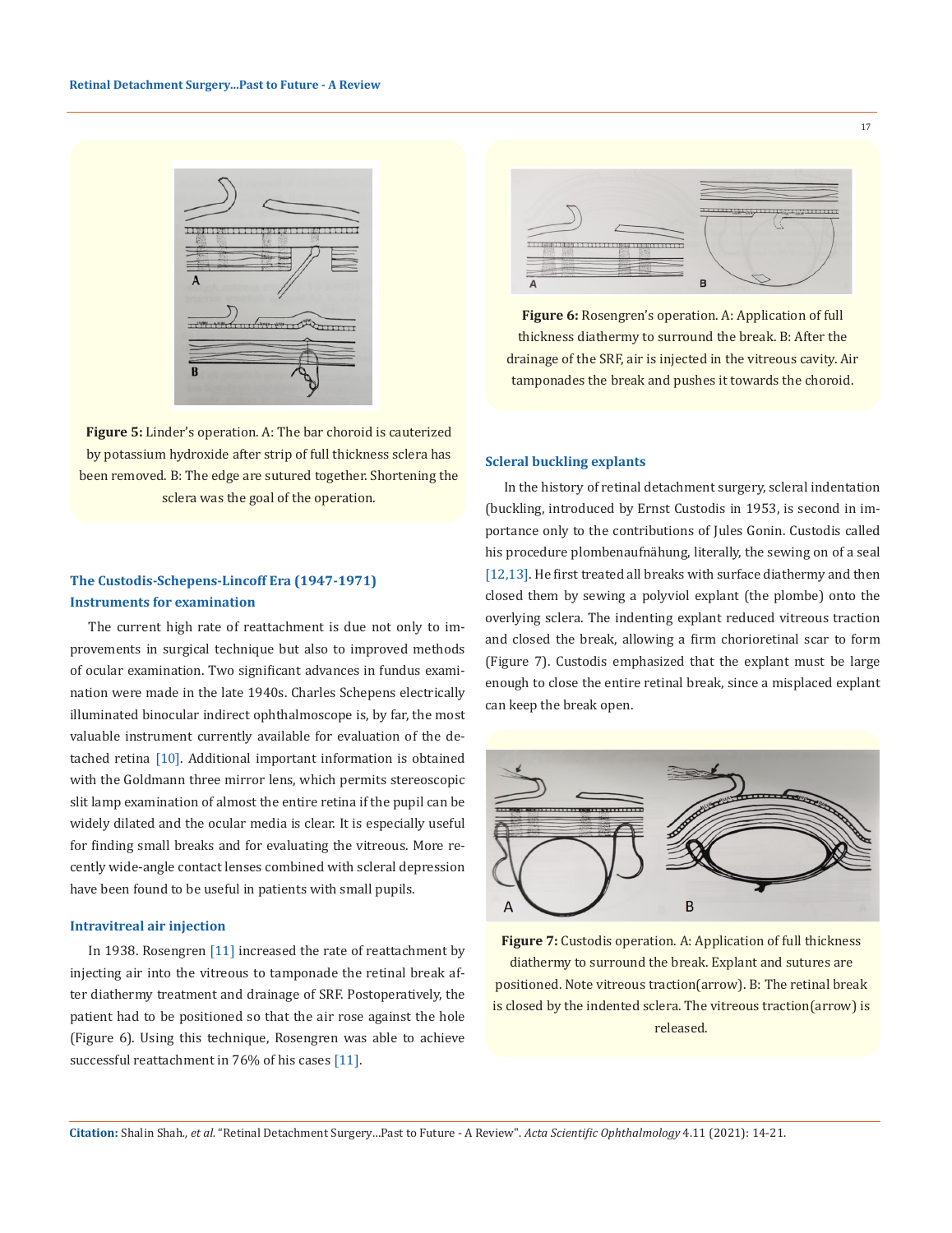**Figure 5:** Linder's operation. A: The bar choroid is cauterized by potassium hydroxide after strip of full thickness sclera has been removed. B: The edge are sutured together. Shortening the sclera was the goal of the operation.

## The Custodis-Schepens-Lincoff Era (1947-1971)

### Instruments for examination

The current high rate of reattachment is due not only to improvements in surgical technique but also to improved methods of ocular examination. Two significant advances in fundus examination were made in the late 1940s. Charles Schepens electrically illuminated binocular indirect ophthalmoscope is, by far, the most valuable instrument currently available for evaluation of the detached retina [10]. Additional important information is obtained with the Goldmann three mirror lens, which permits stereoscopic slit lamp examination of almost the entire retina if the pupil can be widely dilated and the ocular media is clear. It is especially useful for finding small breaks and for evaluating the vitreous. More recently wide-angle contact lenses combined with scleral depression have been found to be useful in patients with small pupils.

### Intravitreal air injection

In 1938. Rosengren [11] increased the rate of reattachment by injecting air into the vitreous to tamponade the retinal break after diathermy treatment and drainage of SRF. Postoperatively, the patient had to be positioned so that the air rose against the hole (Figure 6). Using this technique, Rosengren was able to achieve successful reattachment in 76% of his cases [11].

**Figure 6:** Rosengren's operation. A: Application of full thickness diathermy to surround the break. B: After the drainage of the SRF, air is injected in the vitreous cavity. Air tamponades the break and pushes it towards the choroid.

### Scleral buckling explants

In the history of retinal detachment surgery, scleral indentation (buckling, introduced by Ernst Custodis in 1953, is second in importance only to the contributions of Jules Gonin. Custodis called his procedure plombenaufnähung, literally, the sewing on of a seal [12,13]. He first treated all breaks with surface diathermy and then closed them by sewing a polyviol explant (the plombe) onto the overlying sclera. The indenting explant reduced vitreous traction and closed the break, allowing a firm chorioretinal scar to form (Figure 7). Custodis emphasized that the explant must be large enough to close the entire retinal break, since a misplaced explant can keep the break open.

**Figure 7:** Custodis operation. A: Application of full thickness diathermy to surround the break. Explant and sutures are positioned. Note vitreous traction(arrow). B: The retinal break is closed by the indented sclera. The vitreous traction(arrow) is released.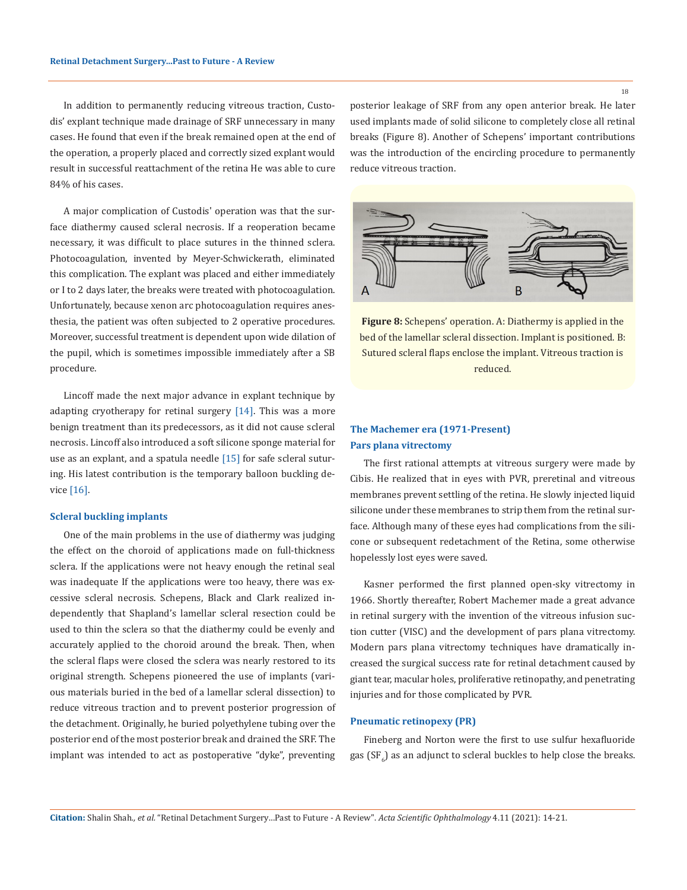In addition to permanently reducing vitreous traction, Custodis' explant technique made drainage of SRF unnecessary in many cases. He found that even if the break remained open at the end of the operation, a properly placed and correctly sized explant would result in successful reattachment of the retina He was able to cure 84% of his cases.

A major complication of Custodis' operation was that the surface diathermy caused scleral necrosis. If a reoperation became necessary, it was difficult to place sutures in the thinned sclera. Photocoagulation, invented by Meyer-Schwickerath, eliminated this complication. The explant was placed and either immediately or I to 2 days later, the breaks were treated with photocoagulation. Unfortunately, because xenon arc photocoagulation requires anesthesia, the patient was often subjected to 2 operative procedures. Moreover, successful treatment is dependent upon wide dilation of the pupil, which is sometimes impossible immediately after a SB procedure.

Lincoff made the next major advance in explant technique by adapting cryotherapy for retinal surgery [14]. This was a more benign treatment than its predecessors, as it did not cause scleral necrosis. Lincoff also introduced a soft silicone sponge material for use as an explant, and a spatula needle [15] for safe scleral suturing. His latest contribution is the temporary balloon buckling device [16].

### Scleral buckling implants

One of the main problems in the use of diathermy was judging the effect on the choroid of applications made on full-thickness sclera. If the applications were not heavy enough the retinal seal was inadequate If the applications were too heavy, there was excessive scleral necrosis. Schepens, Black and Clark realized independently that Shapland's lamellar scleral resection could be used to thin the sclera so that the diathermy could be evenly and accurately applied to the choroid around the break. Then, when the scleral flaps were closed the sclera was nearly restored to its original strength. Schepens pioneered the use of implants (various materials buried in the bed of a lamellar scleral dissection) to reduce vitreous traction and to prevent posterior progression of the detachment. Originally, he buried polyethylene tubing over the posterior end of the most posterior break and drained the SRF. The implant was intended to act as postoperative "dyke", preventing posterior leakage of SRF from any open anterior break. He later used implants made of solid silicone to completely close all retinal breaks (Figure 8). Another of Schepens' important contributions was the introduction of the encircling procedure to permanently reduce vitreous traction.

**Figure 8:** Schepens' operation. A: Diathermy is applied in the bed of the lamellar scleral dissection. Implant is positioned. B: Sutured scleral flaps enclose the implant. Vitreous traction is reduced.

### The Machemer era (1971-Present)

### Pars plana vitrectomy

The first rational attempts at vitreous surgery were made by Cibis. He realized that in eyes with PVR, preretinal and vitreous membranes prevent settling of the retina. He slowly injected liquid silicone under these membranes to strip them from the retinal surface. Although many of these eyes had complications from the silicone or subsequent redetachment of the Retina, some otherwise hopelessly lost eyes were saved.

Kasner performed the first planned open-sky vitrectomy in 1966. Shortly thereafter, Robert Machemer made a great advance in retinal surgery with the invention of the vitreous infusion suction cutter (VISC) and the development of pars plana vitrectomy. Modern pars plana vitrectomy techniques have dramatically increased the surgical success rate for retinal detachment caused by giant tear, macular holes, proliferative retinopathy, and penetrating injuries and for those complicated by PVR.

### Pneumatic retinopexy (PR)

Fineberg and Norton were the first to use sulfur hexafluoride gas ($SF_6$) as an adjunct to scleral buckles to help close the breaks.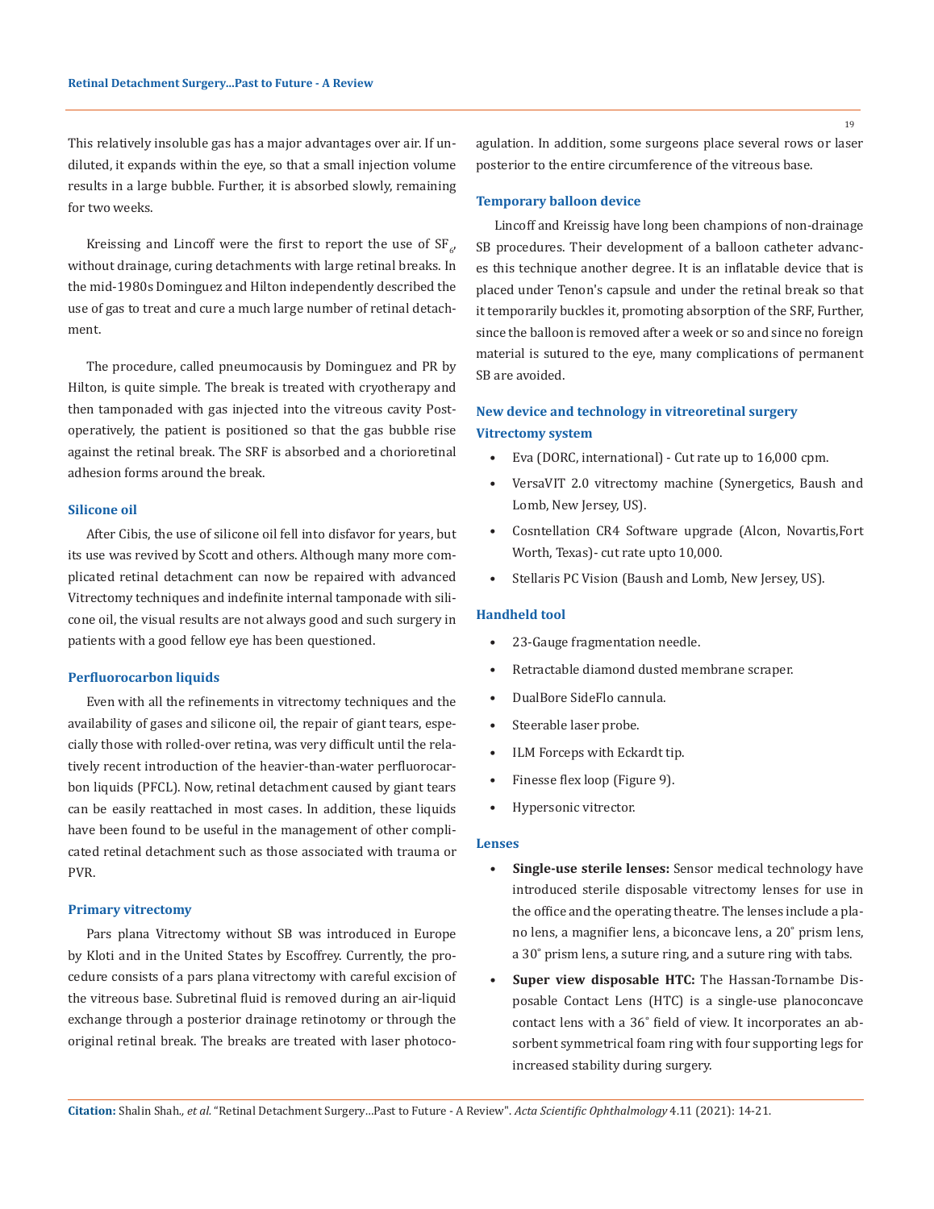This relatively insoluble gas has a major advantages over air. If undiluted, it expands within the eye, so that a small injection volume results in a large bubble. Further, it is absorbed slowly, remaining for two weeks.

Kreissing and Lincoff were the first to report the use of $SF_6$, without drainage, curing detachments with large retinal breaks. In the mid-1980s Dominguez and Hilton independently described the use of gas to treat and cure a much large number of retinal detachment.

The procedure, called pneumocausis by Dominguez and PR by Hilton, is quite simple. The break is treated with cryotherapy and then tamponaded with gas injected into the vitreous cavity Postoperatively, the patient is positioned so that the gas bubble rise against the retinal break. The SRF is absorbed and a chorioretinal adhesion forms around the break.

### Silicone oil

After Cibis, the use of silicone oil fell into disfavor for years, but its use was revived by Scott and others. Although many more complicated retinal detachment can now be repaired with advanced Vitrectomy techniques and indefinite internal tamponade with silicone oil, the visual results are not always good and such surgery in patients with a good fellow eye has been questioned.

### Perfluorocarbon liquids

Even with all the refinements in vitrectomy techniques and the availability of gases and silicone oil, the repair of giant tears, especially those with rolled-over retina, was very difficult until the relatively recent introduction of the heavier-than-water perfluorocarbon liquids (PFCL). Now, retinal detachment caused by giant tears can be easily reattached in most cases. In addition, these liquids have been found to be useful in the management of other complicated retinal detachment such as those associated with trauma or PVR.

### Primary vitrectomy

Pars plana Vitrectomy without SB was introduced in Europe by Kloti and in the United States by Escoffrey. Currently, the procedure consists of a pars plana vitrectomy with careful excision of the vitreous base. Subretinal fluid is removed during an air-liquid exchange through a posterior drainage retinotomy or through the original retinal break. The breaks are treated with laser photocoagulation. In addition, some surgeons place several rows or laser posterior to the entire circumference of the vitreous base.

### Temporary balloon device

Lincoff and Kreissig have long been champions of non-drainage SB procedures. Their development of a balloon catheter advances this technique another degree. It is an inflatable device that is placed under Tenon's capsule and under the retinal break so that it temporarily buckles it, promoting absorption of the SRF, Further, since the balloon is removed after a week or so and since no foreign material is sutured to the eye, many complications of permanent SB are avoided.

### New device and technology in vitreoretinal surgery

### Vitrectomy system

- Eva (DORC, international) - Cut rate up to 16,000 cpm.
- VersaVIT 2.0 vitrectomy machine (Synergetics, Baush and Lomb, New Jersey, US).
- Cosntellation CR4 Software upgrade (Alcon, Novartis,Fort Worth, Texas)- cut rate upto 10,000.
- Stellaris PC Vision (Baush and Lomb, New Jersey, US).

### Handheld tool

- 23-Gauge fragmentation needle.
- Retractable diamond dusted membrane scraper.
- DualBore SideFlo cannula.
- Steerable laser probe.
- ILM Forceps with Eckardt tip.
- Finesse flex loop (Figure 9).
- Hypersonic vitrector.

### Lenses

- **Single-use sterile lenses:** Sensor medical technology have introduced sterile disposable vitrectomy lenses for use in the office and the operating theatre. The lenses include a plano lens, a magnifier lens, a biconcave lens, a 20˚ prism lens, a 30˚ prism lens, a suture ring, and a suture ring with tabs.
- **Super view disposable HTC:** The Hassan-Tornambe Disposable Contact Lens (HTC) is a single-use planoconcave contact lens with a 36˚ field of view. It incorporates an absorbent symmetrical foam ring with four supporting legs for increased stability during surgery.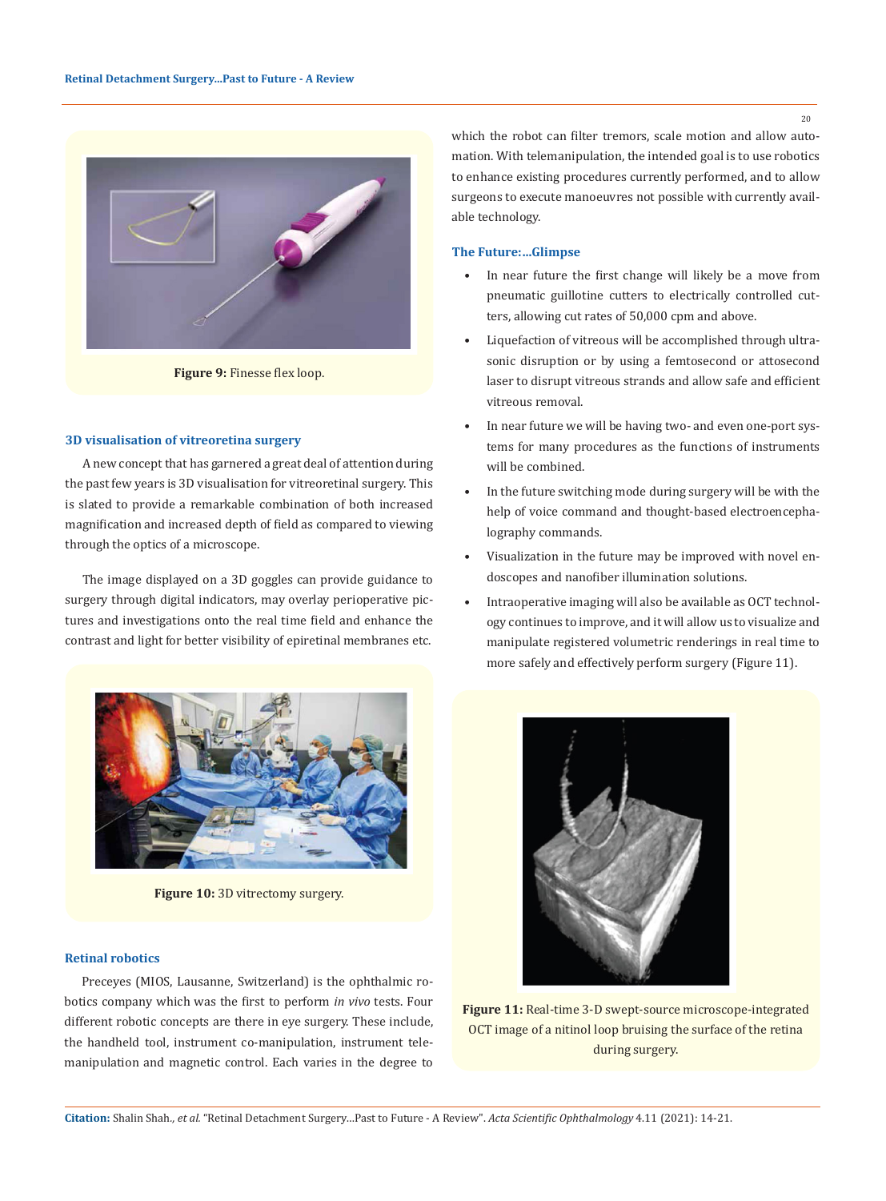Figure 9: Finesse flex loop.

### 3D visualisation of vitreoretina surgery

A new concept that has garnered a great deal of attention during the past few years is 3D visualisation for vitreoretinal surgery. This is slated to provide a remarkable combination of both increased magnification and increased depth of field as compared to viewing through the optics of a microscope.

The image displayed on a 3D goggles can provide guidance to surgery through digital indicators, may overlay perioperative pictures and investigations onto the real time field and enhance the contrast and light for better visibility of epiretinal membranes etc.

Figure 10: 3D vitrectomy surgery.

### Retinal robotics

Preceyes (MIOS, Lausanne, Switzerland) is the ophthalmic robotics company which was the first to perform *in vivo* tests. Four different robotic concepts are there in eye surgery. These include, the handheld tool, instrument co-manipulation, instrument telemanipulation and magnetic control. Each varies in the degree to which the robot can filter tremors, scale motion and allow automation. With telemanipulation, the intended goal is to use robotics to enhance existing procedures currently performed, and to allow surgeons to execute manoeuvres not possible with currently available technology.

### The Future:...Glimpse

- In near future the first change will likely be a move from pneumatic guillotine cutters to electrically controlled cutters, allowing cut rates of 50,000 cpm and above.
- Liquefaction of vitreous will be accomplished through ultrasonic disruption or by using a femtosecond or attosecond laser to disrupt vitreous strands and allow safe and efficient vitreous removal.
- In near future we will be having two- and even one-port systems for many procedures as the functions of instruments will be combined.
- In the future switching mode during surgery will be with the help of voice command and thought-based electroencephalography commands.
- Visualization in the future may be improved with novel endoscopes and nanofiber illumination solutions.
- Intraoperative imaging will also be available as OCT technology continues to improve, and it will allow us to visualize and manipulate registered volumetric renderings in real time to more safely and effectively perform surgery (Figure 11).

Figure 11: Real-time 3-D swept-source microscope-integrated OCT image of a nitinol loop bruising the surface of the retina during surgery.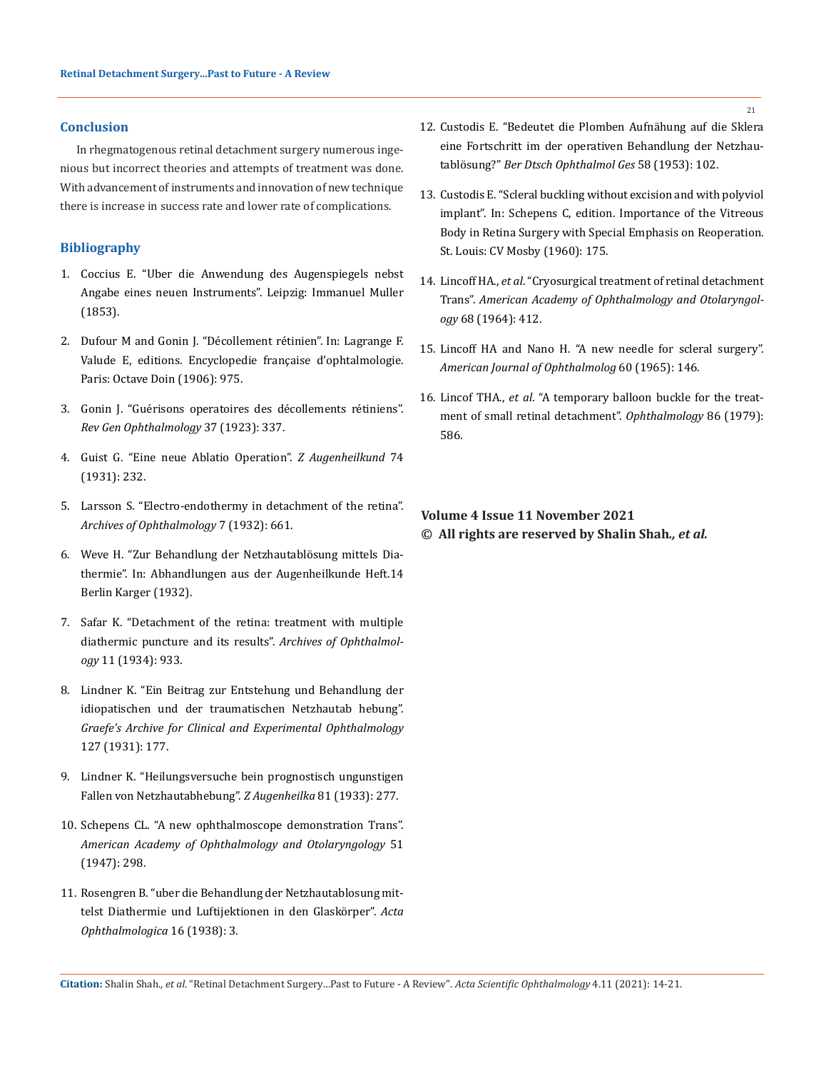## Conclusion

In rhegmatogenous retinal detachment surgery numerous ingenious but incorrect theories and attempts of treatment was done. With advancement of instruments and innovation of new technique there is increase in success rate and lower rate of complications.

## Bibliography

1. Coccius E. "Uber die Anwendung des Augenspiegels nebst Angabe eines neuen Instruments". Leipzig: Immanuel Muller (1853).
2. Dufour M and Gonin J. "Décollement rétinien". In: Lagrange F. Valude E, editions. Encyclopedie française d'ophtalmologie. Paris: Octave Doin (1906): 975.
3. Gonin J. "Guérisons operatoires des décollements rétiniens". *Rev Gen Ophthalmology* 37 (1923): 337.
4. Guist G. "Eine neue Ablatio Operation". *Z Augenheilkund* 74 (1931): 232.
5. Larsson S. "Electro-endothermy in detachment of the retina". *Archives of Ophthalmology* 7 (1932): 661.
6. Weve H. "Zur Behandlung der Netzhautablösung mittels Diathermie". In: Abhandlungen aus der Augenheilkunde Heft.14 Berlin Karger (1932).
7. Safar K. "Detachment of the retina: treatment with multiple diathermic puncture and its results". *Archives of Ophthalmology* 11 (1934): 933.
8. Lindner K. "Ein Beitrag zur Entstehung und Behandlung der idiopatischen und der traumatischen Netzhautab hebung". *Graefe's Archive for Clinical and Experimental Ophthalmology* 127 (1931): 177.
9. Lindner K. "Heilungsversuche bein prognostisch ungunstigen Fallen von Netzhautabhebung". *Z Augenheilka* 81 (1933): 277.
10. Schepens CL. "A new ophthalmoscope demonstration Trans". *American Academy of Ophthalmology and Otolaryngology* 51 (1947): 298.
11. Rosengren B. "uber die Behandlung der Netzhautablosung mittelst Diathermie und Luftijektionen in den Glaskörper". *Acta Ophthalmologica* 16 (1938): 3.
12. Custodis E. "Bedeutet die Plomben Aufnähung auf die Sklera eine Fortschritt im der operativen Behandlung der Netzhautablösung?" *Ber Dtsch Ophthalmol Ges* 58 (1953): 102.
13. Custodis E. "Scleral buckling without excision and with polyviol implant". In: Schepens C, edition. Importance of the Vitreous Body in Retina Surgery with Special Emphasis on Reoperation. St. Louis: CV Mosby (1960): 175.
14. Lincoff HA., *et al*. "Cryosurgical treatment of retinal detachment Trans". *American Academy of Ophthalmology and Otolaryngology* 68 (1964): 412.
15. Lincoff HA and Nano H. "A new needle for scleral surgery". *American Journal of Ophthalmolog* 60 (1965): 146.
16. Lincof THA., *et al*. "A temporary balloon buckle for the treatment of small retinal detachment". *Ophthalmology* 86 (1979): 586.

**Volume 4 Issue 11 November 2021**
**© All rights are reserved by Shalin Shah.*, et al.***